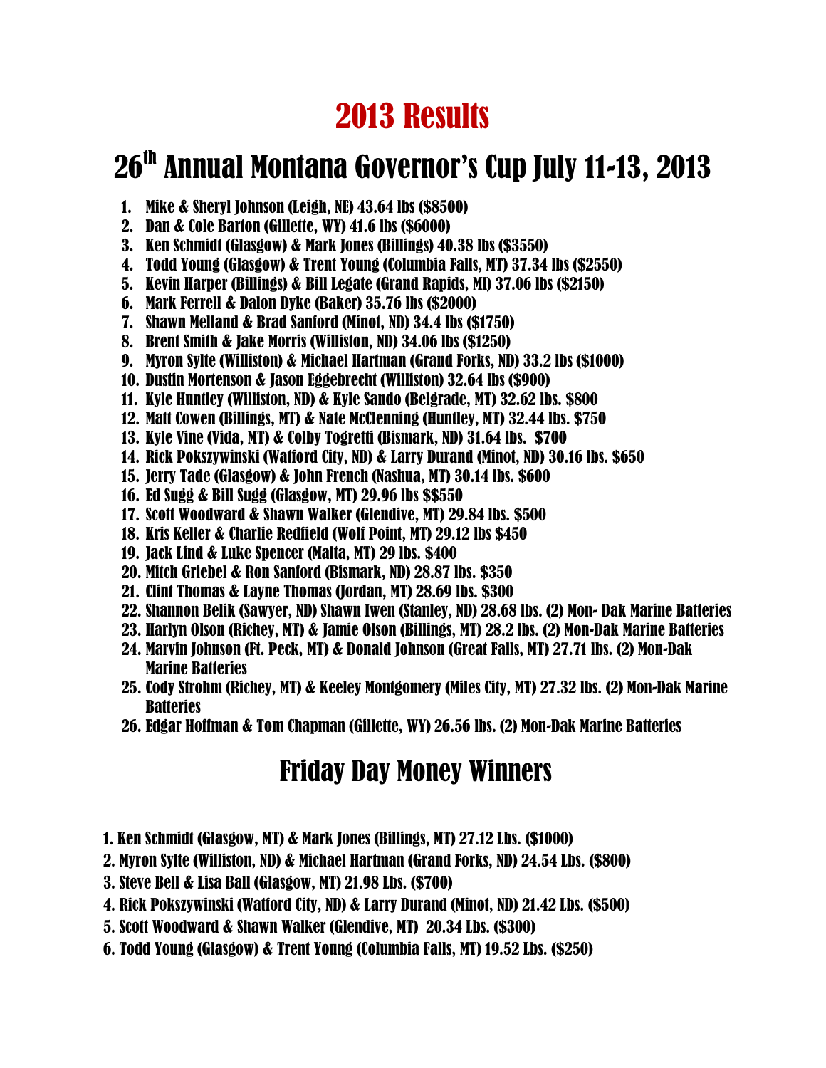# 2013 Results

## 26th Annual Montana Governor's Cup July 11-13, 2013

1. Mike & Sheryl Johnson (Leigh, NE) 43.64 lbs ($8500)
2. Dan & Cole Barton (Gillette, WY) 41.6 lbs ($6000)
3. Ken Schmidt (Glasgow) & Mark Jones (Billings) 40.38 lbs ($3550)
4. Todd Young (Glasgow) & Trent Young (Columbia Falls, MT) 37.34 lbs ($2550)
5. Kevin Harper (Billings) & Bill Legate (Grand Rapids, MI) 37.06 lbs ($2150)
6. Mark Ferrell & Dalon Dyke (Baker) 35.76 lbs ($2000)
7. Shawn Melland & Brad Sanford (Minot, ND) 34.4 lbs ($1750)
8. Brent Smith & Jake Morris (Williston, ND) 34.06 lbs ($1250)
9. Myron Sylte (Williston) & Michael Hartman (Grand Forks, ND) 33.2 lbs ($1000)
10. Dustin Mortenson & Jason Eggebrecht (Williston) 32.64 lbs ($900)
11. Kyle Huntley (Williston, ND) & Kyle Sando (Belgrade, MT) 32.62 lbs. $800
12. Matt Cowen (Billings, MT) & Nate McClenning (Huntley, MT) 32.44 lbs. $750
13. Kyle Vine (Vida, MT) & Colby Togretti (Bismark, ND) 31.64 lbs. $700
14. Rick Pokszywinski (Watford City, ND) & Larry Durand (Minot, ND) 30.16 lbs. $650
15. Jerry Tade (Glasgow) & John French (Nashua, MT) 30.14 lbs. $600
16. Ed Sugg & Bill Sugg (Glasgow, MT) 29.96 lbs $$550
17. Scott Woodward & Shawn Walker (Glendive, MT) 29.84 lbs. $500
18. Kris Keller & Charlie Redfield (Wolf Point, MT) 29.12 lbs $450
19. Jack Lind & Luke Spencer (Malta, MT) 29 lbs. $400
20. Mitch Griebel & Ron Sanford (Bismark, ND) 28.87 lbs. $350
21. Clint Thomas & Layne Thomas (Jordan, MT) 28.69 lbs. $300
22. Shannon Belik (Sawyer, ND) Shawn Iwen (Stanley, ND) 28.68 lbs. (2) Mon- Dak Marine Batteries
23. Harlyn Olson (Richey, MT) & Jamie Olson (Billings, MT) 28.2 lbs. (2) Mon-Dak Marine Batteries
24. Marvin Johnson (Ft. Peck, MT) & Donald Johnson (Great Falls, MT) 27.71 lbs. (2) Mon-Dak Marine Batteries
25. Cody Strohm (Richey, MT) & Keeley Montgomery (Miles City, MT) 27.32 lbs. (2) Mon-Dak Marine Batteries
26. Edgar Hoffman & Tom Chapman (Gillette, WY) 26.56 lbs. (2) Mon-Dak Marine Batteries

## Friday Day Money Winners

1. Ken Schmidt (Glasgow, MT) & Mark Jones (Billings, MT) 27.12 Lbs. ($1000)
2. Myron Sylte (Williston, ND) & Michael Hartman (Grand Forks, ND) 24.54 Lbs. ($800)
3. Steve Bell & Lisa Ball (Glasgow, MT) 21.98 Lbs. ($700)
4. Rick Pokszywinski (Watford City, ND) & Larry Durand (Minot, ND) 21.42 Lbs. ($500)
5. Scott Woodward & Shawn Walker (Glendive, MT) 20.34 Lbs. ($300)
6. Todd Young (Glasgow) & Trent Young (Columbia Falls, MT) 19.52 Lbs. ($250)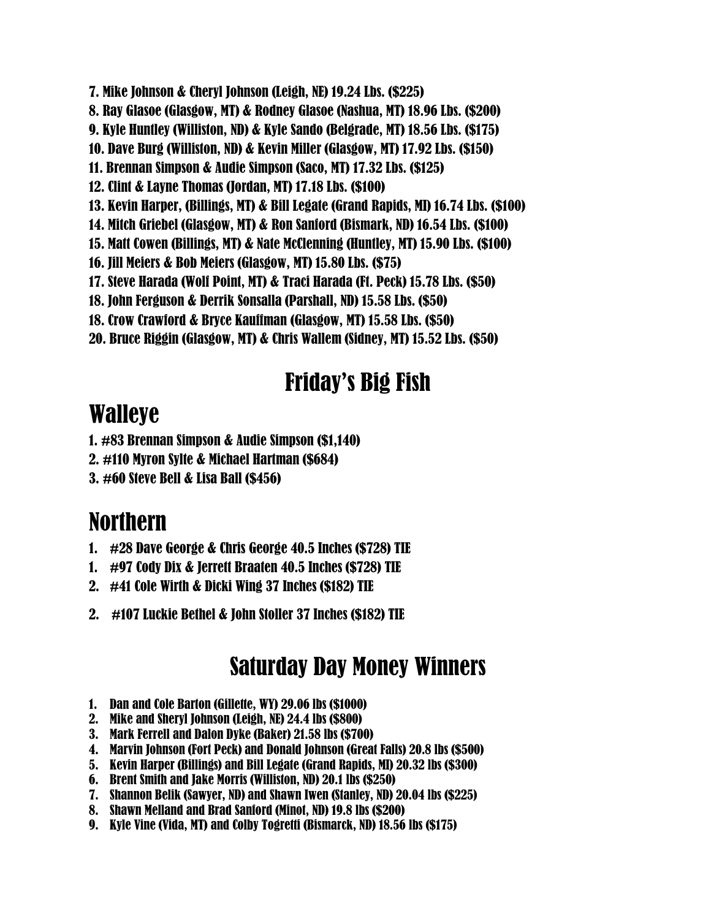7. Mike Johnson & Cheryl Johnson (Leigh, NE) 19.24 Lbs. ($225)
8. Ray Glasoe (Glasgow, MT) & Rodney Glasoe (Nashua, MT) 18.96 Lbs. ($200)
9. Kyle Huntley (Williston, ND) & Kyle Sando (Belgrade, MT) 18.56 Lbs. ($175)
10. Dave Burg (Williston, ND) & Kevin Miller (Glasgow, MT) 17.92 Lbs. ($150)
11. Brennan Simpson & Audie Simpson (Saco, MT) 17.32 Lbs. ($125)
12. Clint & Layne Thomas (Jordan, MT) 17.18 Lbs. ($100)
13. Kevin Harper, (Billings, MT) & Bill Legate (Grand Rapids, MI) 16.74 Lbs. ($100)
14. Mitch Griebel (Glasgow, MT) & Ron Sanford (Bismark, ND) 16.54 Lbs. ($100)
15. Matt Cowen (Billings, MT) & Nate McClenning (Huntley, MT) 15.90 Lbs. ($100)
16. Jill Meiers & Bob Meiers (Glasgow, MT) 15.80 Lbs. ($75)
17. Steve Harada (Wolf Point, MT) & Traci Harada (Ft. Peck) 15.78 Lbs. ($50)
18. John Ferguson & Derrik Sonsalla (Parshall, ND) 15.58 Lbs. ($50)
18. Crow Crawford & Bryce Kauffman (Glasgow, MT) 15.58 Lbs. ($50)
20. Bruce Riggin (Glasgow, MT) & Chris Wallem (Sidney, MT) 15.52 Lbs. ($50)

## Friday's Big Fish

### Walleye

1. #83 Brennan Simpson & Audie Simpson ($1,140)
2. #110 Myron Sylte & Michael Hartman ($684)
3. #60 Steve Bell & Lisa Ball ($456)

### Northern

1. #28 Dave George & Chris George 40.5 Inches ($728) TIE
1. #97 Cody Dix & Jerrett Braaten 40.5 Inches ($728) TIE
2. #41 Cole Wirth & Dicki Wing 37 Inches ($182) TIE
2. #107 Luckie Bethel & John Stoller 37 Inches ($182) TIE

## Saturday Day Money Winners

1. Dan and Cole Barton (Gillette, WY) 29.06 lbs ($1000)
2. Mike and Sheryl Johnson (Leigh, NE) 24.4 lbs ($800)
3. Mark Ferrell and Dalon Dyke (Baker) 21.58 lbs ($700)
4. Marvin Johnson (Fort Peck) and Donald Johnson (Great Falls) 20.8 lbs ($500)
5. Kevin Harper (Billings) and Bill Legate (Grand Rapids, MI) 20.32 lbs ($300)
6. Brent Smith and Jake Morris (Williston, ND) 20.1 lbs ($250)
7. Shannon Belik (Sawyer, ND) and Shawn Iwen (Stanley, ND) 20.04 lbs ($225)
8. Shawn Melland and Brad Sanford (Minot, ND) 19.8 lbs ($200)
9. Kyle Vine (Vida, MT) and Colby Togretti (Bismarck, ND) 18.56 lbs ($175)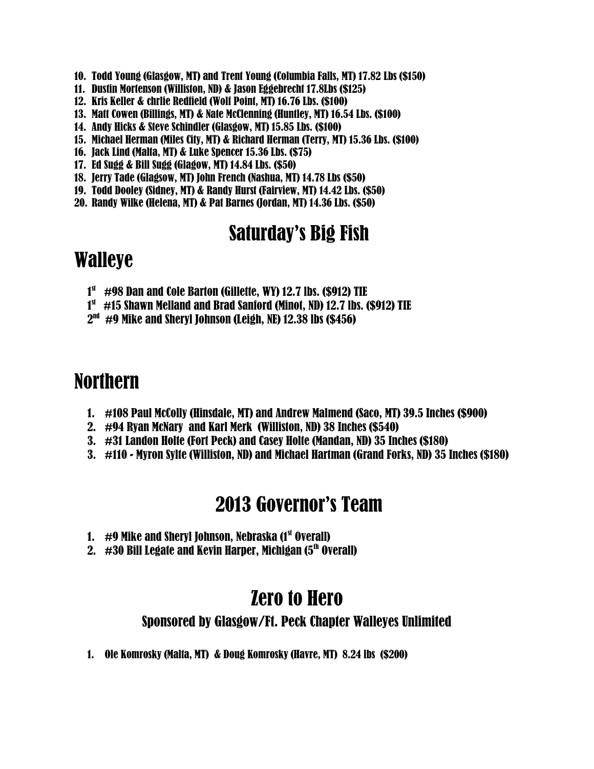10. Todd Young (Glasgow, MT) and Trent Young (Columbia Falls, MT) 17.82 Lbs ($150)
11. Dustin Mortenson (Williston, ND) & Jason Eggebrecht 17.8Lbs ($125)
12. Kris Keller & chrlie Redfield (Wolf Point, MT) 16.76 Lbs. ($100)
13. Matt Cowen (Billings, MT) & Nate McClenning (Huntley, MT) 16.54 Lbs. ($100)
14. Andy Hicks & Steve Schindler (Glasgow, MT) 15.85 Lbs. ($100)
15. Michael Herman (Miles City, MT) & Richard Herman (Terry, MT) 15.36 Lbs. ($100)
16. Jack Lind (Malta, MT) & Luke Spencer 15.36 Lbs. ($75)
17. Ed Sugg & Bill Sugg (Glagow, MT) 14.84 Lbs. ($50)
18. Jerry Tade (Glagsow, MT) John French (Nashua, MT) 14.78 Lbs ($50)
19. Todd Dooley (Sidney, MT) & Randy Hurst (Fairview, MT) 14.42 Lbs. ($50)
20. Randy Wilke (Helena, MT) & Pat Barnes (Jordan, MT) 14.36 Lbs. ($50)

## Saturday's Big Fish

# Walleye

1st #98 Dan and Cole Barton (Gillette, WY) 12.7 lbs. ($912) TIE

1st #15 Shawn Melland and Brad Sanford (Minot, ND) 12.7 lbs. ($912) TIE

2nd #9 Mike and Sheryl Johnson (Leigh, NE) 12.38 lbs ($456)

# Northern

1. #108 Paul McColly (Hinsdale, MT) and Andrew Malmend (Saco, MT) 39.5 Inches ($900)
2. #94 Ryan McNary and Karl Merk (Williston, ND) 38 Inches ($540)
3. #31 Landon Holte (Fort Peck) and Casey Holte (Mandan, ND) 35 Inches ($180)
3. #110 - Myron Sylte (Williston, ND) and Michael Hartman (Grand Forks, ND) 35 Inches ($180)

## 2013 Governor's Team

1. #9 Mike and Sheryl Johnson, Nebraska (1st Overall)
2. #30 Bill Legate and Kevin Harper, Michigan (5th Overall)

## Zero to Hero

### Sponsored by Glasgow/Ft. Peck Chapter Walleyes Unlimited

1. Ole Komrosky (Malta, MT) & Doug Komrosky (Havre, MT) 8.24 lbs ($200)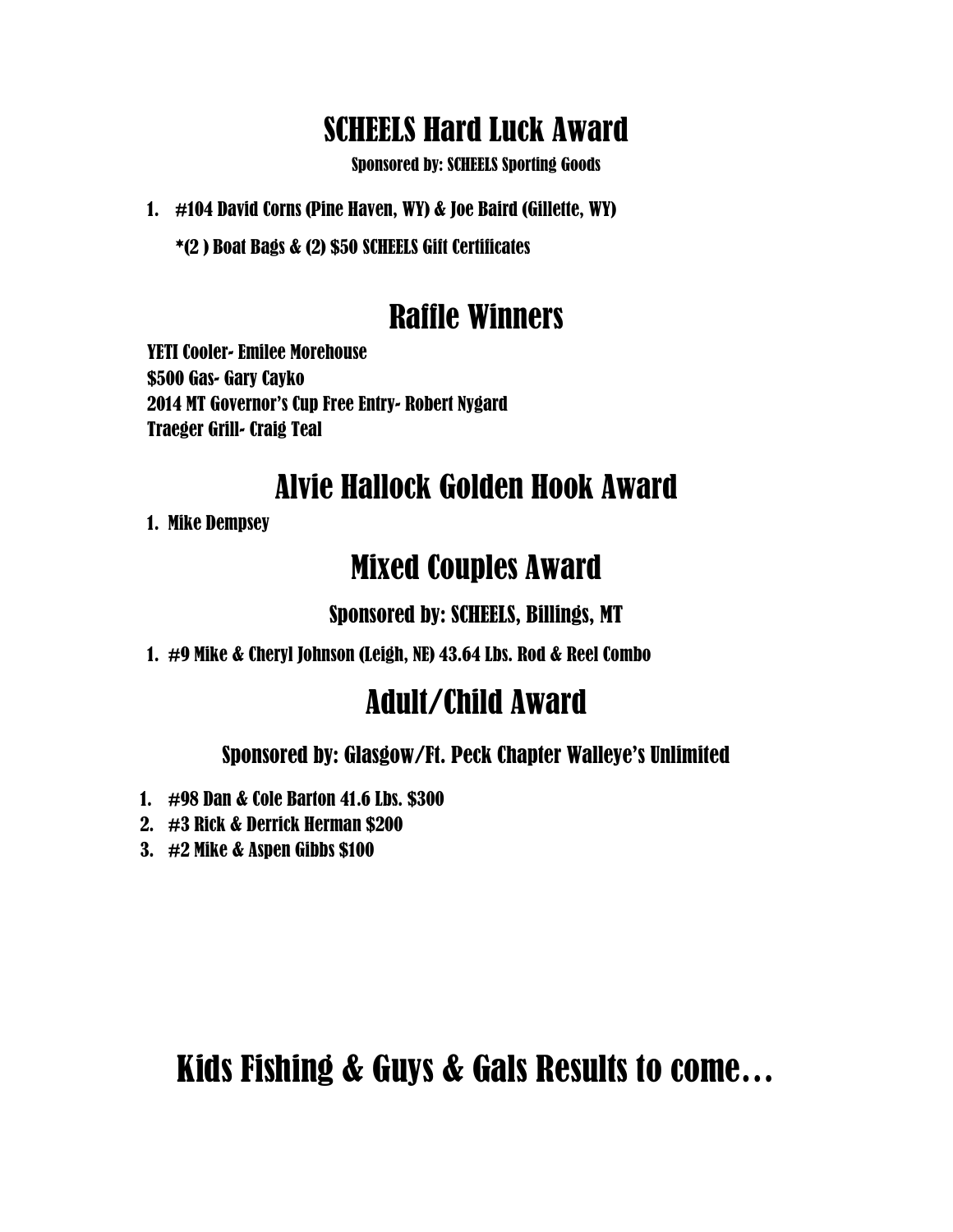# SCHEELS Hard Luck Award

Sponsored by: SCHEELS Sporting Goods

1. #104 David Corns (Pine Haven, WY) & Joe Baird (Gillette, WY)

   *(2 ) Boat Bags & (2) $50 SCHEELS Gift Certificates

# Raffle Winners

YETI Cooler- Emilee Morehouse
$500 Gas- Gary Cayko
2014 MT Governor's Cup Free Entry- Robert Nygard
Traeger Grill- Craig Teal

# Alvie Hallock Golden Hook Award

1. Mike Dempsey

# Mixed Couples Award

Sponsored by: SCHEELS, Billings, MT

1. #9 Mike & Cheryl Johnson (Leigh, NE) 43.64 Lbs. Rod & Reel Combo

# Adult/Child Award

Sponsored by: Glasgow/Ft. Peck Chapter Walleye's Unlimited

1. #98 Dan & Cole Barton 41.6 Lbs. $300
2. #3 Rick & Derrick Herman $200
3. #2 Mike & Aspen Gibbs $100

# Kids Fishing & Guys & Gals Results to come…